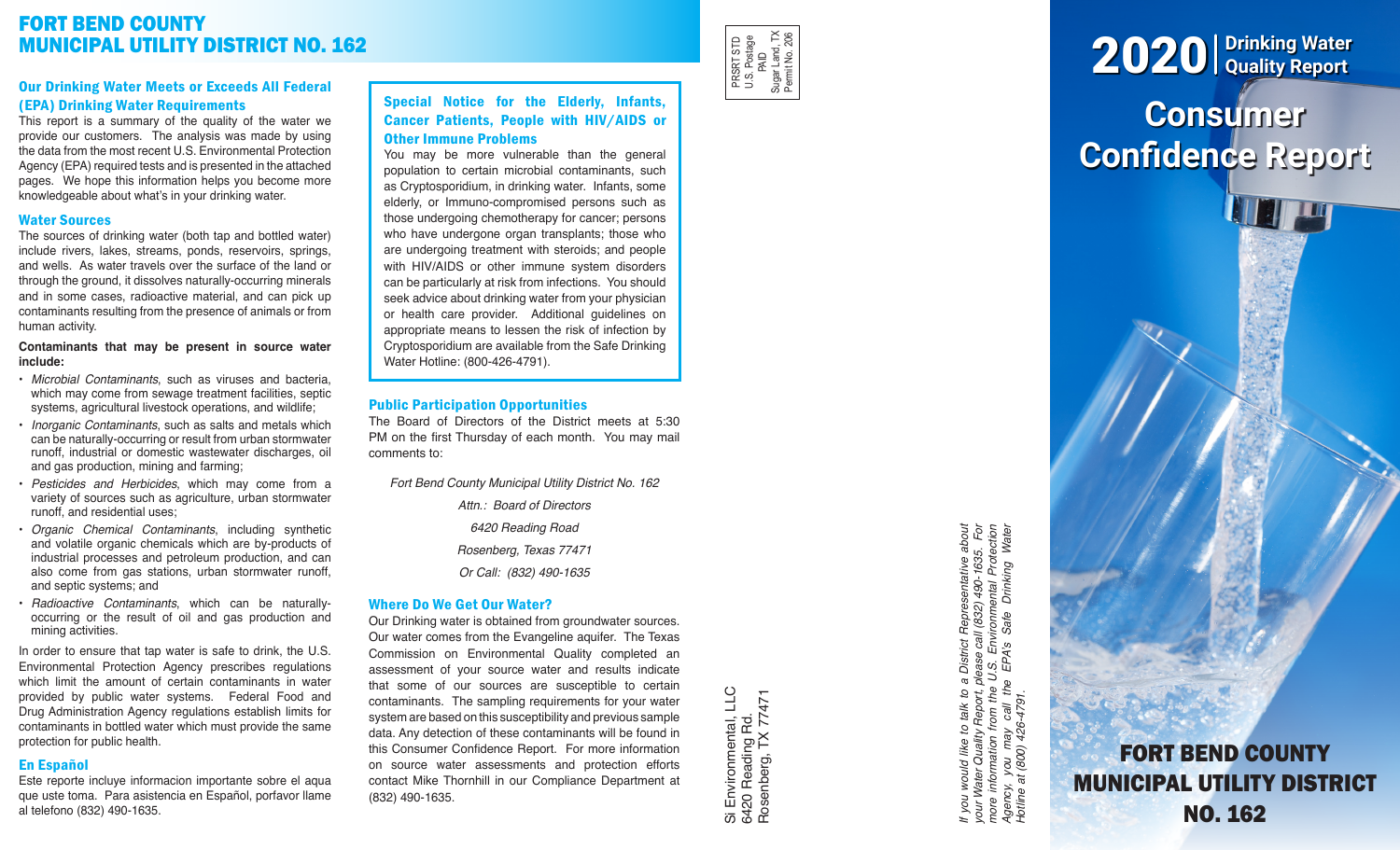# FORT BEND COUNTY MUNICIPAL UTILITY DISTRICT NO. 162

## Our Drinking Water Meets or Exceeds All Federal (EPA) Drinking Water Requirements

This report is a summary of the quality of the water we provide our customers. The analysis was made by using the data from the most recent U.S. Environmental Protection Agency (EPA) required tests and is presented in the attached pages. We hope this information helps you become more knowledgeable about what's in your drinking water.

## Water Sources

The sources of drinking water (both tap and bottled water) include rivers, lakes, streams, ponds, reservoirs, springs, and wells. As water travels over the surface of the land or through the ground, it dissolves naturally-occurring minerals and in some cases, radioactive material, and can pick up contaminants resulting from the presence of animals or from human activity.

**Contaminants that may be present in source water include:**

- *Microbial Contaminants*, such as viruses and bacteria, which may come from sewage treatment facilities, septic systems, agricultural livestock operations, and wildlife;
- *Inorganic Contaminants*, such as salts and metals which can be naturally-occurring or result from urban stormwater runoff, industrial or domestic wastewater discharges, oil and gas production, mining and farming;
- *Pesticides and Herbicides*, which may come from a variety of sources such as agriculture, urban stormwater runoff, and residential uses;
- *Organic Chemical Contaminants*, including synthetic and volatile organic chemicals which are by-products of industrial processes and petroleum production, and can also come from gas stations, urban stormwater runoff, and septic systems; and
- *Radioactive Contaminants*, which can be naturally-occurring or the result of oil and gas production and mining activities.

In order to ensure that tap water is safe to drink, the U.S. Environmental Protection Agency prescribes regulations which limit the amount of certain contaminants in water provided by public water systems. Federal Food and Drug Administration Agency regulations establish limits for contaminants in bottled water which must provide the same protection for public health.

## En Español

Este reporte incluye informacion importante sobre el aqua que uste toma. Para asistencia en Español, porfavor llame al telefono (832) 490-1635.

## Special Notice for the Elderly, Infants, Cancer Patients, People with HIV/AIDS or Other Immune Problems

You may be more vulnerable than the general population to certain microbial contaminants, such as Cryptosporidium, in drinking water. Infants, some elderly, or Immuno-compromised persons such as those undergoing chemotherapy for cancer; persons who have undergone organ transplants; those who are undergoing treatment with steroids; and people with HIV/AIDS or other immune system disorders can be particularly at risk from infections. You should seek advice about drinking water from your physician or health care provider. Additional guidelines on appropriate means to lessen the risk of infection by Cryptosporidium are available from the Safe Drinking Water Hotline: (800-426-4791).

## Public Participation Opportunities

The Board of Directors of the District meets at 5:30 PM on the first Thursday of each month. You may mail comments to:

*Fort Bend County Municipal Utility District No. 162*
*Attn.: Board of Directors*
*6420 Reading Road*
*Rosenberg, Texas 77471*
*Or Call: (832) 490-1635*

## Where Do We Get Our Water?

Our Drinking water is obtained from groundwater sources. Our water comes from the Evangeline aquifer. The Texas Commission on Environmental Quality completed an assessment of your source water and results indicate that some of our sources are susceptible to certain contaminants. The sampling requirements for your water system are based on this susceptibility and previous sample data. Any detection of these contaminants will be found in this Consumer Confidence Report. For more information on source water assessments and protection efforts contact Mike Thornhill in our Compliance Department at (832) 490-1635.

PRSRT STD
U.S. Postage
PAID
Sugar Land, TX
Permit No. 206

Si Environmental, LLC
6420 Reading Rd.
Rosenberg, TX 77471

*If you would like to talk to a District Representative about your Water Quality Report, please call (832) 490-1635. For more information from the U.S. Environmental Protection Agency, you may call the EPA's Safe Drinking Water Hotline at (800) 426-4791.*

# 2020 | Drinking Water Quality Report

# Consumer Confidence Report

## FORT BEND COUNTY MUNICIPAL UTILITY DISTRICT NO. 162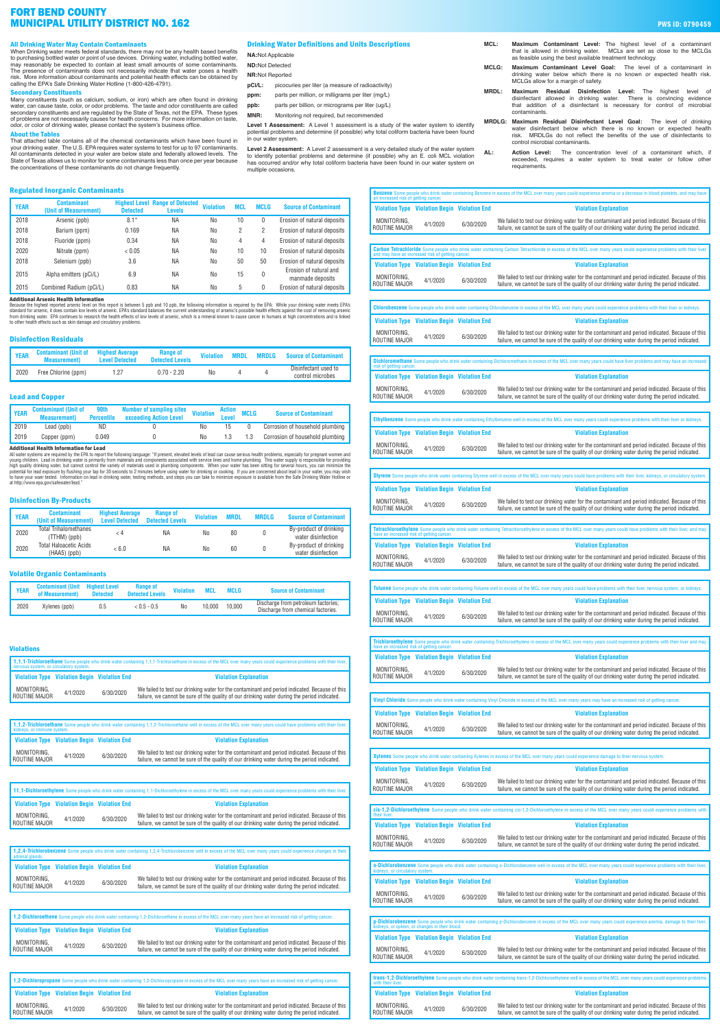# FORT BEND COUNTY MUNICIPAL UTILITY DISTRICT NO. 162

PWS ID: 0790459

### All Drinking Water May Contain Contaminants

When Drinking Water meets federal standards, there may not be any health based benefits to purchasing bottled water or point of use devices. Drinking water, including bottled water, may reasonably be expected to contain at least small amounts of some contaminants. The presence of contaminants does not necessarily indicate that water poses a health risk. More information about contaminants and potential health effects can be obtained by calling the EPA's Safe Drinking Water Hotline (1-800-426-4791).

### Secondary Constituents

Many constituents (such as calcium, sodium, or iron) which are often found in drinking water, can cause taste, color, or odor problems. The taste and odor constituents are called secondary constituents and are regulated by the State of Texas, not the EPA. These types of problems are not necessarily causes for health concerns. For more information on taste, odor, or color of drinking water, please contact the system's business office.

### About the Tables

That attached table contains all of the chemical contaminants which have been found in your drinking water. The U.S. EPA requires water systems to test for up to 97 contaminants. All contaminants detected in your water are below state and federally allowed levels. The State of Texas allows us to monitor for some contaminants less than once per year because the concentrations of these contaminants do not change frequently.

### Drinking Water Definitions and Units Descriptions

**NA:** Not Applicable

**ND:** Not Detected

**NR:** Not Reported

**pCi/L:** picocuries per liter (a measure of radioactivity)

**ppm:** parts per million, or milligrams per liter (mg/L)

**ppb:** parts per billion, or micrograms per liter (ug/L)

**MNR:** Monitoring not required, but recommended

**Level 1 Assessment:** A Level 1 assessment is a study of the water system to identify potential problems and determine (if possible) why total coliform bacteria have been found in our water system.

**Level 2 Assessment:** A Level 2 assessment is a very detailed study of the water system to identify potential problems and determine (if possible) why an E. coli MCL violation has occurred and/or why total coliform bacteria have been found in our water system on multiple occasions.

**MCL:** Maximum Contaminant Level: The highest level of a contaminant that is allowed in drinking water. MCLs are set as close to the MCLGs as feasible using the best available treatment technology.

**MCLG:** Maximum Contaminant Level Goal: The level of a contaminant in drinking water below which there is no known or expected health risk. MCLGs allow for a margin of safety.

**MRDL:** Maximum Residual Disinfection Level: The highest level of disinfectant allowed in drinking water. There is convincing evidence that addition of a disinfectant is necessary for control of microbial contaminants.

**MRDLG:** Maximum Residual Disinfectant Level Goal: The level of drinking water disinfectant below which there is no known or expected health risk. MRDLGs do not reflect the benefits of the use of disinfectants to control microbial contaminants.

**AL:** Action Level: The concentration level of a contaminant which, if exceeded, requires a water system to treat water or follow other requirements.

## Regulated Inorganic Contaminants

| YEAR | Contaminant (Unit of Measurement) | Highest Level Detected | Range of Detected Levels | Violation | MCL | MCLG | Source of Contaminant |
|---|---|---|---|---|---|---|---|
| 2018 | Arsenic (ppb) | 8.1* | NA | No | 10 | 0 | Erosion of natural deposits |
| 2018 | Barium (ppm) | 0.169 | NA | No | 2 | 2 | Erosion of natural deposits |
| 2018 | Fluoride (ppm) | 0.34 | NA | No | 4 | 4 | Erosion of natural deposits |
| 2020 | Nitrate (ppm) | < 0.05 | NA | No | 10 | 10 | Erosion of natural deposits |
| 2018 | Selenium (ppb) | 3.6 | NA | No | 50 | 50 | Erosion of natural deposits |
| 2015 | Alpha emitters (pCi/L) | 6.9 | NA | No | 15 | 0 | Erosion of natural and manmade deposits |
| 2015 | Combined Radium (pCi/L) | 0.83 | NA | No | 5 | 0 | Erosion of natural deposits |

**Additional Arsenic Health Information**

Because the highest reported arsenic level on this report is between 5 ppb and 10 ppb, the following information is required by the EPA: While your drinking water meets EPA's standard for arsenic, it does contain low levels of arsenic. EPA's standard balances the current understanding of arsenic's possible health effects against the cost of removing arsenic from drinking water. EPA continues to research the health effects of low levels of arsenic, which is a mineral known to cause cancer in humans at high concentrations and is linked to other health effects such as skin damage and circulatory problems.

## Disinfection Residuals

| YEAR | Contaminant (Unit of Measurement) | Highest Average Level Detected | Range of Detected Levels | Violation | MRDL | MRDLG | Source of Contaminant |
|---|---|---|---|---|---|---|---|
| 2020 | Free Chlorine (ppm) | 1.27 | 0.70 - 2.20 | No | 4 | 4 | Disinfectant used to control microbes |

## Lead and Copper

| YEAR | Contaminant (Unit of Measurement) | 90th Percentile | Number of sampling sites exceeding Action Level | Violation | Action Level | MCLG | Source of Contaminant |
|---|---|---|---|---|---|---|---|
| 2019 | Lead (ppb) | ND | 0 | No | 15 | 0 | Corrosion of household plumbing |
| 2019 | Copper (ppm) | 0.049 | 0 | No | 1.3 | 1.3 | Corrosion of household plumbing |

**Additional Health Information for Lead**

All water systems are required by the EPA to report the following language: "If present, elevated levels of lead can cause serious health problems, especially for pregnant women and young children. Lead in drinking water is primarily from materials and components associated with service lines and home plumbing. This water supply is responsible for providing high quality drinking water, but cannot control the variety of materials used in plumbing components. When your water has been sitting for several hours, you can minimize the potential for lead exposure by flushing your tap for 30 seconds to 2 minutes before using water for drinking or cooking. If you are concerned about lead in your water, you may wish to have your water tested. Information on lead in drinking water, testing methods, and steps you can take to minimize exposure is available from the Safe Drinking Water Hotline or at http://www.epa.gov/safewater/lead."

## Disinfection By-Products

| YEAR | Contaminant (Unit of Measurement) | Highest Average Level Detected | Range of Detected Levels | Violation | MRDL | MRDLG | Source of Contaminant |
|---|---|---|---|---|---|---|---|
| 2020 | Total Trihalomethanes (TTHM) (ppb) | < 4 | NA | No | 80 | 0 | By-product of drinking water disinfection |
| 2020 | Total Haloacetic Acids (HAA5) (ppb) | < 6.0 | NA | No | 60 | 0 | By-product of drinking water disinfection |

## Volatile Organic Contaminants

| YEAR | Contaminant (Unit of Measurement) | Highest Level Detected | Range of Detected Levels | Violation | MCL | MCLG | Source of Contaminant |
|---|---|---|---|---|---|---|---|
| 2020 | Xylenes (ppb) | 0.5 | < 0.5 - 0.5 | No | 10,000 | 10,000 | Discharge from petroleum factories; Discharge from chemical factories. |

## Violations

**1,1,1-Trichloroethane** Some people who drink water containing 1,1,1-Trichloroethane in excess of the MCL over many years could experience problems with their liver, nervous system, or circulatory system.

| Violation Type | Violation Begin | Violation End | Violation Explanation |
|---|---|---|---|
| MONITORING, ROUTINE MAJOR | 4/1/2020 | 6/30/2020 | We failed to test our drinking water for the contaminant and period indicated. Because of this failure, we cannot be sure of the quality of our drinking water during the period indicated. |

**1,1,2-Trichloroethane** Some people who drink water containing 1,1,2-Trichloroethane well in excess of the MCL over many years could have problems with their liver, kidneys, or immune system.

| Violation Type | Violation Begin | Violation End | Violation Explanation |
|---|---|---|---|
| MONITORING, ROUTINE MAJOR | 4/1/2020 | 6/30/2020 | We failed to test our drinking water for the contaminant and period indicated. Because of this failure, we cannot be sure of the quality of our drinking water during the period indicated. |

**1,1-Dichloroethylene** Some people who drink water containing 1,1-Dichloroethylene in excess of the MCL over many years could experience problems with their liver.

| Violation Type | Violation Begin | Violation End | Violation Explanation |
|---|---|---|---|
| MONITORING, ROUTINE MAJOR | 4/1/2020 | 6/30/2020 | We failed to test our drinking water for the contaminant and period indicated. Because of this failure, we cannot be sure of the quality of our drinking water during the period indicated. |

**1,2,4-Trichlorobenzene** Some people who drink water containing 1,2,4-Trichlorobenzene well in excess of the MCL over many years could experience changes in their adrenal glands.

| Violation Type | Violation Begin | Violation End | Violation Explanation |
|---|---|---|---|
| MONITORING, ROUTINE MAJOR | 4/1/2020 | 6/30/2020 | We failed to test our drinking water for the contaminant and period indicated. Because of this failure, we cannot be sure of the quality of our drinking water during the period indicated. |

**1,2-Dichloroethane** Some people who drink water containing 1,2-Dichloroethane in excess of the MCL over many years have an increased risk of getting cancer.

| Violation Type | Violation Begin | Violation End | Violation Explanation |
|---|---|---|---|
| MONITORING, ROUTINE MAJOR | 4/1/2020 | 6/30/2020 | We failed to test our drinking water for the contaminant and period indicated. Because of this failure, we cannot be sure of the quality of our drinking water during the period indicated. |

**1,2-Dichloropropane** Some people who drink water containing 1,2-Dichloropropane in excess of the MCL over many years have an increased risk of getting cancer.

| Violation Type | Violation Begin | Violation End | Violation Explanation |
|---|---|---|---|
| MONITORING, ROUTINE MAJOR | 4/1/2020 | 6/30/2020 | We failed to test our drinking water for the contaminant and period indicated. Because of this failure, we cannot be sure of the quality of our drinking water during the period indicated. |

**Benzene** Some people who drink water containing Benzene in excess of the MCL over many years could experience anemia or a decrease in blood platelets, and may have an increased risk of getting cancer.

| Violation Type | Violation Begin | Violation End | Violation Explanation |
|---|---|---|---|
| MONITORING, ROUTINE MAJOR | 4/1/2020 | 6/30/2020 | We failed to test our drinking water for the contaminant and period indicated. Because of this failure, we cannot be sure of the quality of our drinking water during the period indicated. |

**Carbon Tetrachloride** Some people who drink water containing Carbon Tetrachloride in excess of the MCL over many years could experience problems with their liver and may have an increased risk of getting cancer.

| Violation Type | Violation Begin | Violation End | Violation Explanation |
|---|---|---|---|
| MONITORING, ROUTINE MAJOR | 4/1/2020 | 6/30/2020 | We failed to test our drinking water for the contaminant and period indicated. Because of this failure, we cannot be sure of the quality of our drinking water during the period indicated. |

**Chlorobenzene** Some people who drink water containing Chlorobenzene in excess of the MCL over many years could experience problems with their liver or kidneys.

| Violation Type | Violation Begin | Violation End | Violation Explanation |
|---|---|---|---|
| MONITORING, ROUTINE MAJOR | 4/1/2020 | 6/30/2020 | We failed to test our drinking water for the contaminant and period indicated. Because of this failure, we cannot be sure of the quality of our drinking water during the period indicated. |

**Dichloromethane** Some people who drink water containing Dichloromethane in excess of the MCL over many years could have liver problems and may have an increased risk of getting cancer.

| Violation Type | Violation Begin | Violation End | Violation Explanation |
|---|---|---|---|
| MONITORING, ROUTINE MAJOR | 4/1/2020 | 6/30/2020 | We failed to test our drinking water for the contaminant and period indicated. Because of this failure, we cannot be sure of the quality of our drinking water during the period indicated. |

**Ethylbenzene** Some people who drink water containing Ethylbenzene well in excess of the MCL over many years could experience problems with their liver or kidneys.

| Violation Type | Violation Begin | Violation End | Violation Explanation |
|---|---|---|---|
| MONITORING, ROUTINE MAJOR | 4/1/2020 | 6/30/2020 | We failed to test our drinking water for the contaminant and period indicated. Because of this failure, we cannot be sure of the quality of our drinking water during the period indicated. |

**Styrene** Some people who drink water containing Styrene well in excess of the MCL over many years could have problems with their liver, kidneys, or circulatory system.

| Violation Type | Violation Begin | Violation End | Violation Explanation |
|---|---|---|---|
| MONITORING, ROUTINE MAJOR | 4/1/2020 | 6/30/2020 | We failed to test our drinking water for the contaminant and period indicated. Because of this failure, we cannot be sure of the quality of our drinking water during the period indicated. |

**Tetrachloroethylene** Some people who drink water containing Tetrachloroethylene in excess of the MCL over many years could have problems with their liver, and may have an increased risk of getting cancer.

| Violation Type | Violation Begin | Violation End | Violation Explanation |
|---|---|---|---|
| MONITORING, ROUTINE MAJOR | 4/1/2020 | 6/30/2020 | We failed to test our drinking water for the contaminant and period indicated. Because of this failure, we cannot be sure of the quality of our drinking water during the period indicated. |

**Toluene** Some people who drink water containing Toluene well in excess of the MCL over many years could have problems with their liver, nervous system, or kidneys.

| Violation Type | Violation Begin | Violation End | Violation Explanation |
|---|---|---|---|
| MONITORING, ROUTINE MAJOR | 4/1/2020 | 6/30/2020 | We failed to test our drinking water for the contaminant and period indicated. Because of this failure, we cannot be sure of the quality of our drinking water during the period indicated. |

**Trichloroethylene** Some people who drink water containing Trichloroethylene in excess of the MCL over many years could experience problems with their liver and may have an increased risk of getting cancer.

| Violation Type | Violation Begin | Violation End | Violation Explanation |
|---|---|---|---|
| MONITORING, ROUTINE MAJOR | 4/1/2020 | 6/30/2020 | We failed to test our drinking water for the contaminant and period indicated. Because of this failure, we cannot be sure of the quality of our drinking water during the period indicated. |

**Vinyl Chloride** Some people who drink water containing Vinyl Chloride in excess of the MCL over many years may have an increased risk of getting cancer.

| Violation Type | Violation Begin | Violation End | Violation Explanation |
|---|---|---|---|
| MONITORING, ROUTINE MAJOR | 4/1/2020 | 6/30/2020 | We failed to test our drinking water for the contaminant and period indicated. Because of this failure, we cannot be sure of the quality of our drinking water during the period indicated. |

**Xylenes** Some people who drink water containing Xylenes in excess of the MCL over many years could experience damage to their nervous system.

| Violation Type | Violation Begin | Violation End | Violation Explanation |
|---|---|---|---|
| MONITORING, ROUTINE MAJOR | 4/1/2020 | 6/30/2020 | We failed to test our drinking water for the contaminant and period indicated. Because of this failure, we cannot be sure of the quality of our drinking water during the period indicated. |

**cis-1,2-Dichloroethylene** Some people who drink water containing cis-1,2-Dichloroethylene in excess of the MCL over many years could experience problems with their liver.

| Violation Type | Violation Begin | Violation End | Violation Explanation |
|---|---|---|---|
| MONITORING, ROUTINE MAJOR | 4/1/2020 | 6/30/2020 | We failed to test our drinking water for the contaminant and period indicated. Because of this failure, we cannot be sure of the quality of our drinking water during the period indicated. |

**o-Dichlorobenzene** Some people who drink water containing o-Dichlorobenzene well in excess of the MCL over many years could experience problems with their liver, kidneys, or circulatory system.

| Violation Type | Violation Begin | Violation End | Violation Explanation |
|---|---|---|---|
| MONITORING, ROUTINE MAJOR | 4/1/2020 | 6/30/2020 | We failed to test our drinking water for the contaminant and period indicated. Because of this failure, we cannot be sure of the quality of our drinking water during the period indicated. |

**p-Dichlorobenzene** Some people who drink water containing p-Dichlorobenzene in excess of the MCL over many years could experience anemia, damage to their liver, kidneys, or spleen, or changes in their blood.

| Violation Type | Violation Begin | Violation End | Violation Explanation |
|---|---|---|---|
| MONITORING, ROUTINE MAJOR | 4/1/2020 | 6/30/2020 | We failed to test our drinking water for the contaminant and period indicated. Because of this failure, we cannot be sure of the quality of our drinking water during the period indicated. |

**trans-1,2-Dichloroethylene** Some people who drink water containing trans-1,2-Dichloroethylene well in excess of the MCL over many years could experience problems with their liver.

| Violation Type | Violation Begin | Violation End | Violation Explanation |
|---|---|---|---|
| MONITORING, ROUTINE MAJOR | 4/1/2020 | 6/30/2020 | We failed to test our drinking water for the contaminant and period indicated. Because of this failure, we cannot be sure of the quality of our drinking water during the period indicated. |